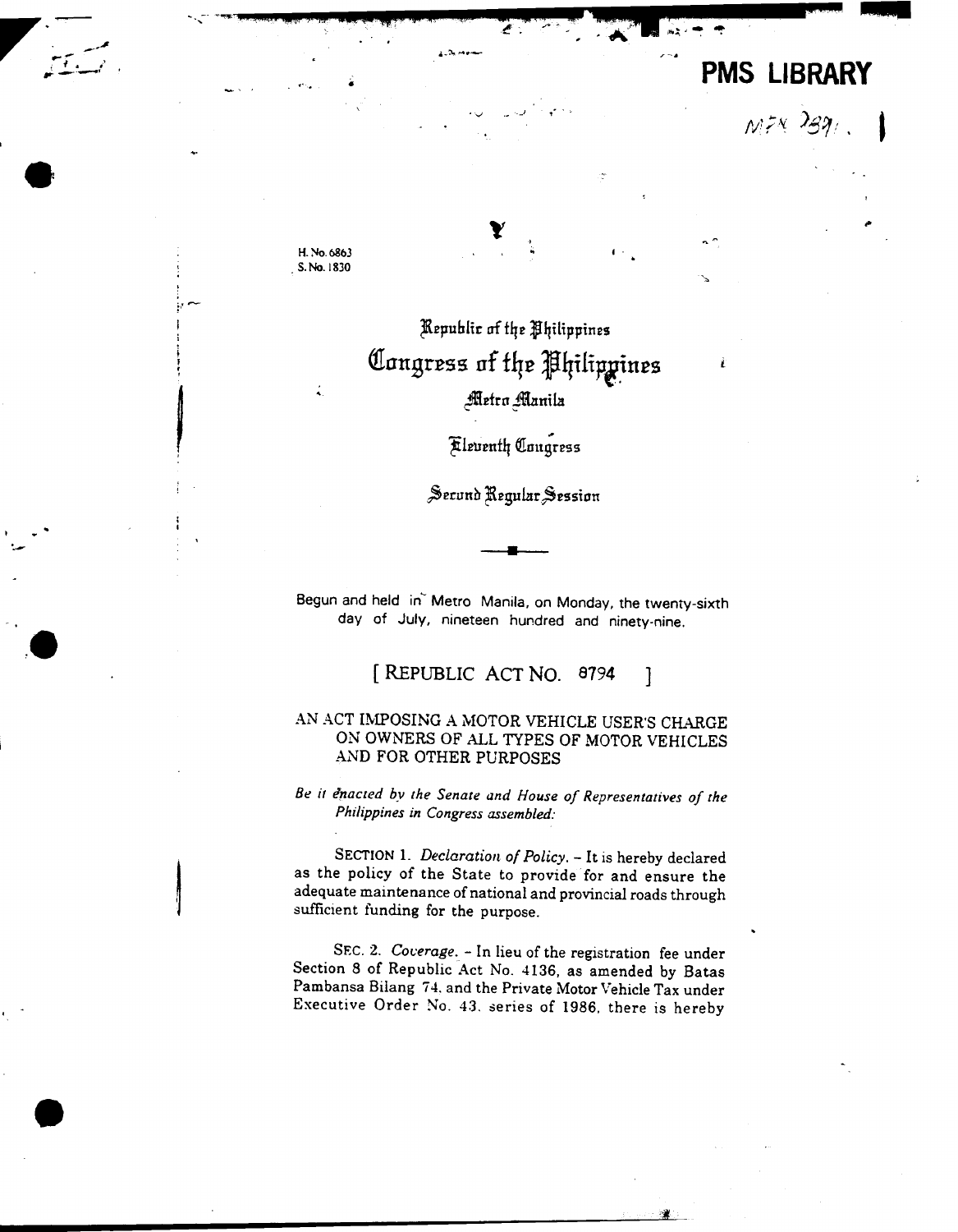PMS LIBRARY

H. No. 6863
S. No. 1830

Republic of the Philippines
Congress of the Philippines
Metro Manila

Eleventh Congress

Second Regular Session

Begun and held in Metro Manila, on Monday, the twenty-sixth day of July, nineteen hundred and ninety-nine.

# [ REPUBLIC ACT NO. 8794 ]

## AN ACT IMPOSING A MOTOR VEHICLE USER'S CHARGE ON OWNERS OF ALL TYPES OF MOTOR VEHICLES AND FOR OTHER PURPOSES

*Be it enacted by the Senate and House of Representatives of the Philippines in Congress assembled:*

SECTION 1. *Declaration of Policy.* – It is hereby declared as the policy of the State to provide for and ensure the adequate maintenance of national and provincial roads through sufficient funding for the purpose.

SEC. 2. *Coverage.* – In lieu of the registration fee under Section 8 of Republic Act No. 4136, as amended by Batas Pambansa Bilang 74, and the Private Motor Vehicle Tax under Executive Order No. 43, series of 1986, there is hereby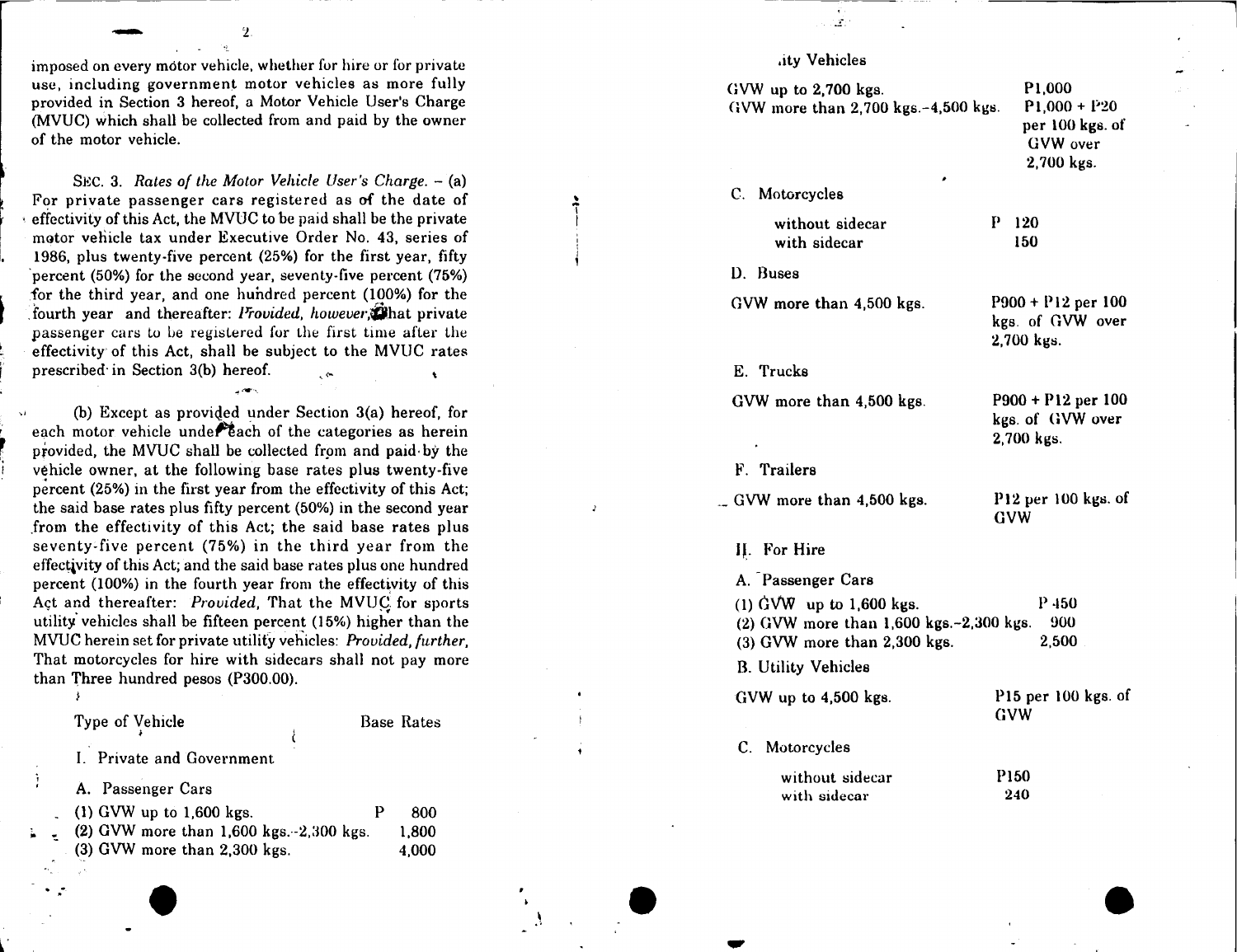imposed on every motor vehicle, whether for hire or for private use, including government motor vehicles as more fully provided in Section 3 hereof, a Motor Vehicle User's Charge (MVUC) which shall be collected from and paid by the owner of the motor vehicle.

SEC. 3. *Rates of the Motor Vehicle User's Charge.* – (a) For private passenger cars registered as of the date of effectivity of this Act, the MVUC to be paid shall be the private motor vehicle tax under Executive Order No. 43, series of 1986, plus twenty-five percent (25%) for the first year, fifty percent (50%) for the second year, seventy-five percent (75%) for the third year, and one hundred percent (100%) for the fourth year and thereafter: *Provided, however,* That private passenger cars to be registered for the first time after the effectivity of this Act, shall be subject to the MVUC rates prescribed in Section 3(b) hereof.

(b) Except as provided under Section 3(a) hereof, for each motor vehicle under each of the categories as herein provided, the MVUC shall be collected from and paid by the vehicle owner, at the following base rates plus twenty-five percent (25%) in the first year from the effectivity of this Act; the said base rates plus fifty percent (50%) in the second year from the effectivity of this Act; the said base rates plus seventy-five percent (75%) in the third year from the effectivity of this Act; and the said base rates plus one hundred percent (100%) in the fourth year from the effectivity of this Act and thereafter: *Provided,* That the MVUC for sports utility vehicles shall be fifteen percent (15%) higher than the MVUC herein set for private utility vehicles: *Provided, further,* That motorcycles for hire with sidecars shall not pay more than Three hundred pesos (P300.00).

| Type of Vehicle | Base Rates |
|---|---|
| I. Private and Government | |
| A. Passenger Cars | |
| (1) GVW up to 1,600 kgs. | P 800 |
| (2) GVW more than 1,600 kgs.–2,300 kgs. | 1,800 |
| (3) GVW more than 2,300 kgs. | 4,000 |
| B. Utility Vehicles | |
| GVW up to 2,700 kgs. | P1,000 |
| GVW more than 2,700 kgs.–4,500 kgs. | P1,000 + P20 per 100 kgs. of GVW over 2,700 kgs. |
| C. Motorcycles | |
| without sidecar | P 120 |
| with sidecar | 150 |
| D. Buses | |
| GVW more than 4,500 kgs. | P900 + P12 per 100 kgs. of GVW over 2,700 kgs. |
| E. Trucks | |
| GVW more than 4,500 kgs. | P900 + P12 per 100 kgs. of GVW over 2,700 kgs. |
| F. Trailers | |
| GVW more than 4,500 kgs. | P12 per 100 kgs. of GVW |
| II. For Hire | |
| A. Passenger Cars | |
| (1) GVW up to 1,600 kgs. | P 450 |
| (2) GVW more than 1,600 kgs.–2,300 kgs. | 900 |
| (3) GVW more than 2,300 kgs. | 2,500 |
| B. Utility Vehicles | |
| GVW up to 4,500 kgs. | P15 per 100 kgs. of GVW |
| C. Motorcycles | |
| without sidecar | P150 |
| with sidecar | 240 |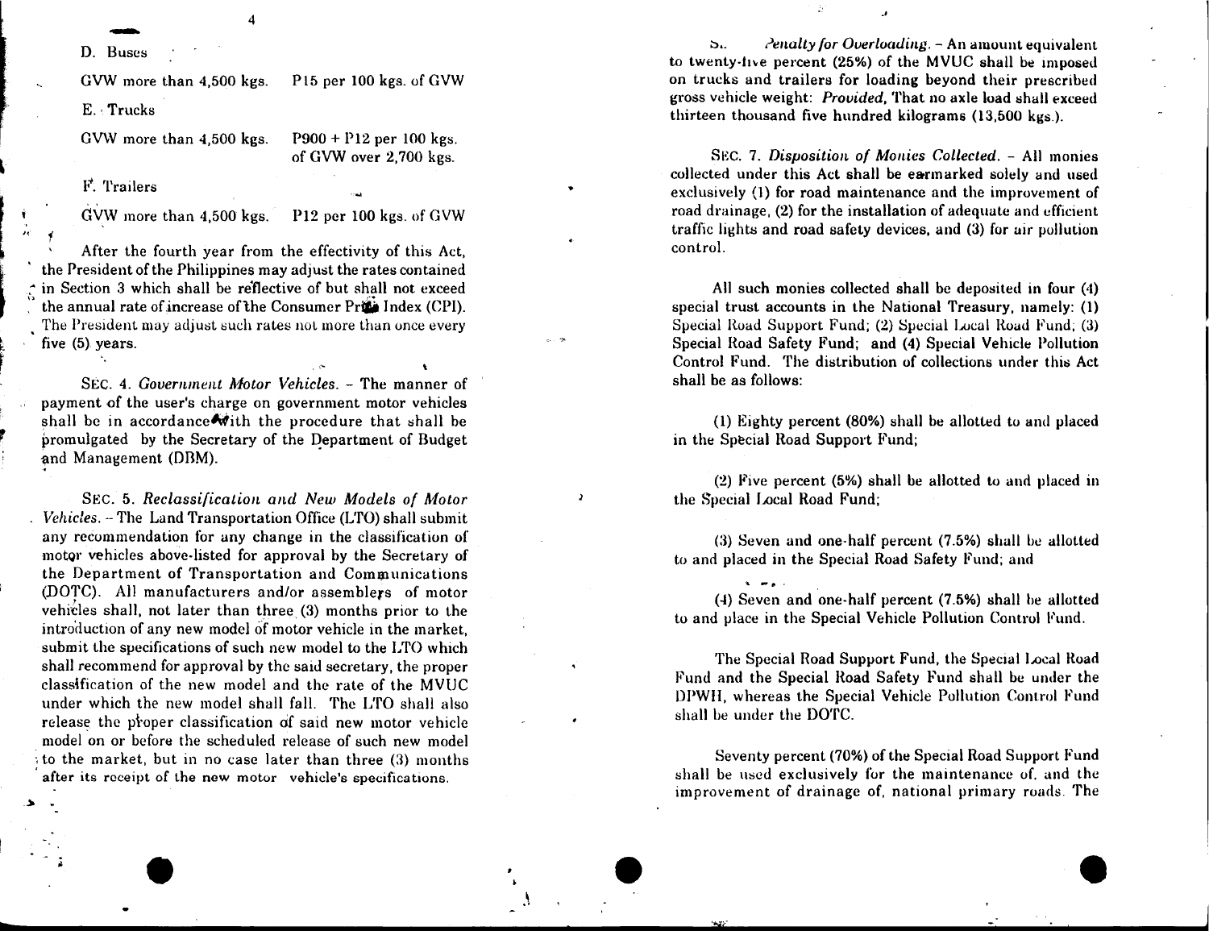D. Buses

| | |
|---|---|
| GVW more than 4,500 kgs. | P15 per 100 kgs. of GVW |

E. Trucks

| | |
|---|---|
| GVW more than 4,500 kgs. | P900 + P12 per 100 kgs. of GVW over 2,700 kgs. |

F. Trailers

| | |
|---|---|
| GVW more than 4,500 kgs. | P12 per 100 kgs. of GVW |

After the fourth year from the effectivity of this Act, the President of the Philippines may adjust the rates contained in Section 3 which shall be reflective of but shall not exceed the annual rate of increase of the Consumer Price Index (CPI). The President may adjust such rates not more than once every five (5) years.

SEC. 4. *Government Motor Vehicles.* – The manner of payment of the user's charge on government motor vehicles shall be in accordance with the procedure that shall be promulgated by the Secretary of the Department of Budget and Management (DBM).

SEC. 5. *Reclassification and New Models of Motor Vehicles.* – The Land Transportation Office (LTO) shall submit any recommendation for any change in the classification of motor vehicles above-listed for approval by the Secretary of the Department of Transportation and Communications (DOTC). All manufacturers and/or assemblers of motor vehicles shall, not later than three (3) months prior to the introduction of any new model of motor vehicle in the market, submit the specifications of such new model to the LTO which shall recommend for approval by the said secretary, the proper classification of the new model and the rate of the MVUC under which the new model shall fall. The LTO shall also release the proper classification of said new motor vehicle model on or before the scheduled release of such new model to the market, but in no case later than three (3) months after its receipt of the new motor vehicle's specifications.

S... *Penalty for Overloading.* – An amount equivalent to twenty-five percent (25%) of the MVUC shall be imposed on trucks and trailers for loading beyond their prescribed gross vehicle weight: *Provided,* That no axle load shall exceed thirteen thousand five hundred kilograms (13,500 kgs.).

SEC. 7. *Disposition of Monies Collected.* – All monies collected under this Act shall be earmarked solely and used exclusively (1) for road maintenance and the improvement of road drainage, (2) for the installation of adequate and efficient traffic lights and road safety devices, and (3) for air pollution control.

All such monies collected shall be deposited in four (4) special trust accounts in the National Treasury, namely: (1) Special Road Support Fund; (2) Special Local Road Fund; (3) Special Road Safety Fund; and (4) Special Vehicle Pollution Control Fund. The distribution of collections under this Act shall be as follows:

(1) Eighty percent (80%) shall be allotted to and placed in the Special Road Support Fund;

(2) Five percent (5%) shall be allotted to and placed in the Special Local Road Fund;

(3) Seven and one-half percent (7.5%) shall be allotted to and placed in the Special Road Safety Fund; and

(4) Seven and one-half percent (7.5%) shall be allotted to and place in the Special Vehicle Pollution Control Fund.

The Special Road Support Fund, the Special Local Road Fund and the Special Road Safety Fund shall be under the DPWH, whereas the Special Vehicle Pollution Control Fund shall be under the DOTC.

Seventy percent (70%) of the Special Road Support Fund shall be used exclusively for the maintenance of, and the improvement of drainage of, national primary roads. The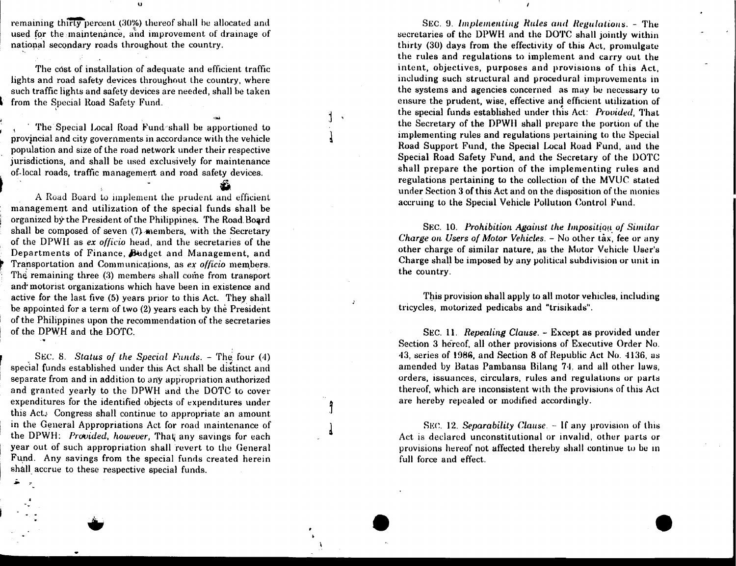remaining thirty percent (30%) thereof shall be allocated and used for the maintenance, and improvement of drainage of national secondary roads throughout the country.

The cost of installation of adequate and efficient traffic lights and road safety devices throughout the country, where such traffic lights and safety devices are needed, shall be taken from the Special Road Safety Fund.

The Special Local Road Fund shall be apportioned to provincial and city governments in accordance with the vehicle population and size of the road network under their respective jurisdictions, and shall be used exclusively for maintenance of local roads, traffic management and road safety devices.

A Road Board to implement the prudent and efficient management and utilization of the special funds shall be organized by the President of the Philippines. The Road Board shall be composed of seven (7) members, with the Secretary of the DPWH as *ex officio* head, and the secretaries of the Departments of Finance, Budget and Management, and Transportation and Communications, as *ex officio* members. The remaining three (3) members shall come from transport and motorist organizations which have been in existence and active for the last five (5) years prior to this Act. They shall be appointed for a term of two (2) years each by the President of the Philippines upon the recommendation of the secretaries of the DPWH and the DOTC.

SEC. 8. *Status of the Special Funds.* - The four (4) special funds established under this Act shall be distinct and separate from and in addition to any appropriation authorized and granted yearly to the DPWH and the DOTC to cover expenditures for the identified objects of expenditures under this Act. Congress shall continue to appropriate an amount in the General Appropriations Act for road maintenance of the DPWH: *Provided, however,* That any savings for each year out of such appropriation shall revert to the General Fund. Any savings from the special funds created herein shall accrue to these respective special funds.

SEC. 9. *Implementing Rules and Regulations.* - The secretaries of the DPWH and the DOTC shall jointly within thirty (30) days from the effectivity of this Act, promulgate the rules and regulations to implement and carry out the intent, objectives, purposes and provisions of this Act, including such structural and procedural improvements in the systems and agencies concerned as may be necessary to ensure the prudent, wise, effective and efficient utilization of the special funds established under this Act: *Provided,* That the Secretary of the DPWH shall prepare the portion of the implementing rules and regulations pertaining to the Special Road Support Fund, the Special Local Road Fund, and the Special Road Safety Fund, and the Secretary of the DOTC shall prepare the portion of the implementing rules and regulations pertaining to the collection of the MVUC stated under Section 3 of this Act and on the disposition of the monies accruing to the Special Vehicle Pollution Control Fund.

SEC. 10. *Prohibition Against the Imposition of Similar Charge on Users of Motor Vehicles.* - No other tax, fee or any other charge of similar nature, as the Motor Vehicle User's Charge shall be imposed by any political subdivision or unit in the country.

This provision shall apply to all motor vehicles, including tricycles, motorized pedicabs and "trisikads".

SEC. 11. *Repealing Clause.* - Except as provided under Section 3 hereof, all other provisions of Executive Order No. 43, series of 1986, and Section 8 of Republic Act No. 4136, as amended by Batas Pambansa Bilang 74, and all other laws, orders, issuances, circulars, rules and regulations or parts thereof, which are inconsistent with the provisions of this Act are hereby repealed or modified accordingly.

SEC. 12. *Separability Clause.* - If any provision of this Act is declared unconstitutional or invalid, other parts or provisions hereof not affected thereby shall continue to be in full force and effect.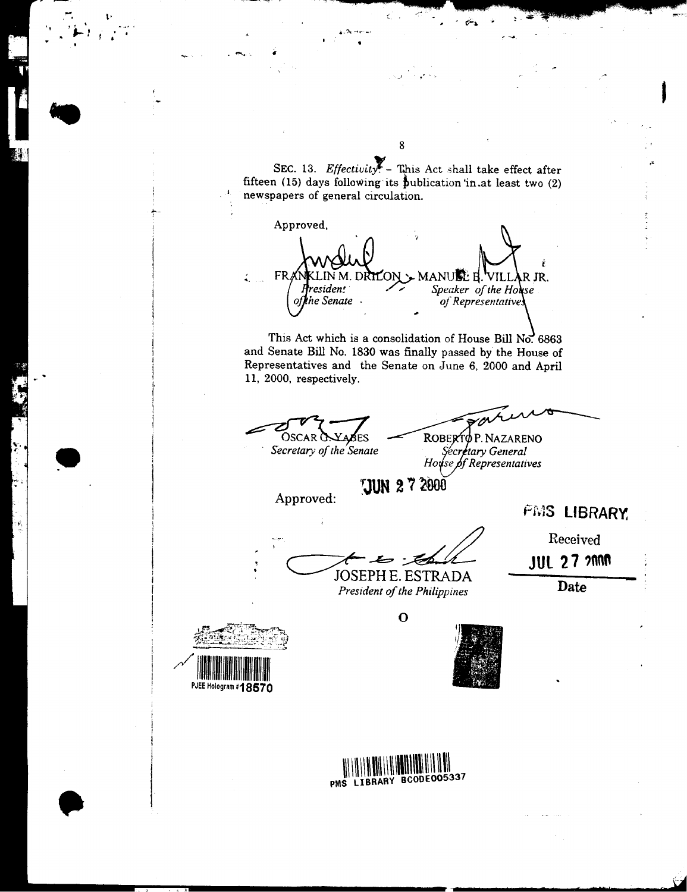SEC. 13. *Effectivity.* – This Act shall take effect after fifteen (15) days following its publication in at least two (2) newspapers of general circulation.

Approved,

FRANKLIN M. DRILON
*President of the Senate*

MANUEL B. VILLAR JR.
*Speaker of the House of Representatives*

This Act which is a consolidation of House Bill No. 6863 and Senate Bill No. 1830 was finally passed by the House of Representatives and the Senate on June 6, 2000 and April 11, 2000, respectively.

OSCAR G. YABES
*Secretary of the Senate*

ROBERTO P. NAZARENO
*Secretary General House of Representatives*

Approved: JUN 27 2000

JOSEPH E. ESTRADA
*President of the Philippines*

PMS LIBRARY
Received
JUL 27 2000
Date

O

PJEE Hologram #18570

PMS LIBRARY BCODE005337